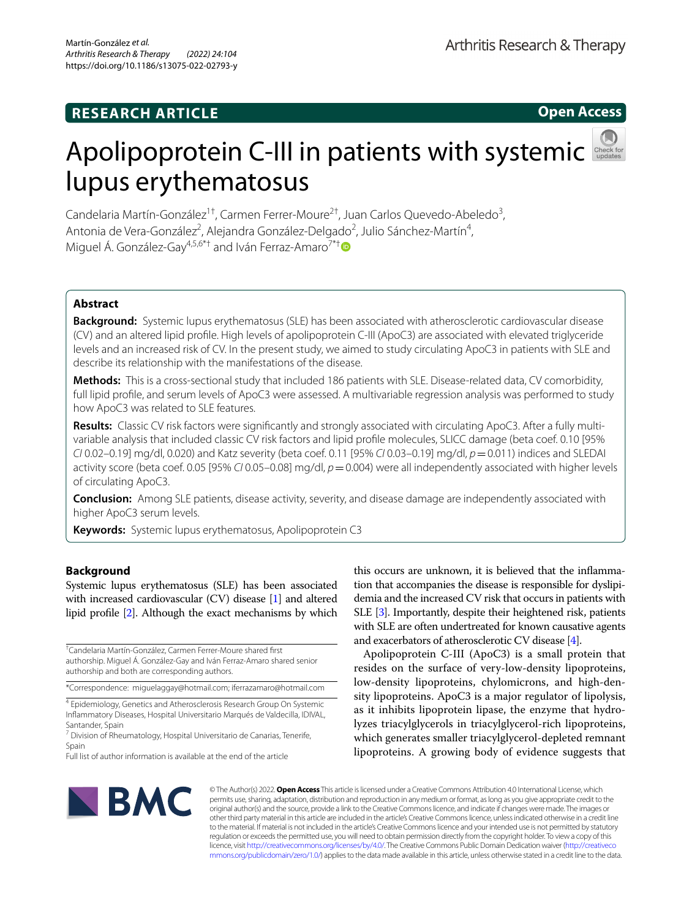RESEARCH ARTICLE

Open Access

# Apolipoprotein C-III in patients with systemic lupus erythematosus

Candelaria Martín-González[1†], Carmen Ferrer-Moure[2†], Juan Carlos Quevedo-Abeledo[3], Antonia de Vera-González[2], Alejandra González-Delgado[2], Julio Sánchez-Martín[4], Miguel Á. González-Gay[4,5,6*†] and Iván Ferraz-Amaro[7*†]

## Abstract

**Background:** Systemic lupus erythematosus (SLE) has been associated with atherosclerotic cardiovascular disease (CV) and an altered lipid profile. High levels of apolipoprotein C-III (ApoC3) are associated with elevated triglyceride levels and an increased risk of CV. In the present study, we aimed to study circulating ApoC3 in patients with SLE and describe its relationship with the manifestations of the disease.

**Methods:** This is a cross-sectional study that included 186 patients with SLE. Disease-related data, CV comorbidity, full lipid profile, and serum levels of ApoC3 were assessed. A multivariable regression analysis was performed to study how ApoC3 was related to SLE features.

**Results:** Classic CV risk factors were significantly and strongly associated with circulating ApoC3. After a fully multivariable analysis that included classic CV risk factors and lipid profile molecules, SLICC damage (beta coef. 0.10 [95% *CI* 0.02–0.19] mg/dl, 0.020) and Katz severity (beta coef. 0.11 [95% *CI* 0.03–0.19] mg/dl, $p = 0.011$) indices and SLEDAI activity score (beta coef. 0.05 [95% *CI* 0.05–0.08] mg/dl, $p = 0.004$) were all independently associated with higher levels of circulating ApoC3.

**Conclusion:** Among SLE patients, disease activity, severity, and disease damage are independently associated with higher ApoC3 serum levels.

**Keywords:** Systemic lupus erythematosus, Apolipoprotein C3

## Background

Systemic lupus erythematosus (SLE) has been associated with increased cardiovascular (CV) disease [1] and altered lipid profile [2]. Although the exact mechanisms by which this occurs are unknown, it is believed that the inflammation that accompanies the disease is responsible for dyslipidemia and the increased CV risk that occurs in patients with SLE [3]. Importantly, despite their heightened risk, patients with SLE are often undertreated for known causative agents and exacerbators of atherosclerotic CV disease [4].

Apolipoprotein C-III (ApoC3) is a small protein that resides on the surface of very-low-density lipoproteins, low-density lipoproteins, chylomicrons, and high-density lipoproteins. ApoC3 is a major regulator of lipolysis, as it inhibits lipoprotein lipase, the enzyme that hydrolyzes triacylglycerols in triacylglycerol-rich lipoproteins, which generates smaller triacylglycerol-depleted remnant lipoproteins. A growing body of evidence suggests that

†Candelaria Martín-González, Carmen Ferrer-Moure shared first authorship. Miguel Á. González-Gay and Iván Ferraz-Amaro shared senior authorship and both are corresponding authors.

*Correspondence: miguelaggay@hotmail.com; iferrazamaro@hotmail.com

[4] Epidemiology, Genetics and Atherosclerosis Research Group On Systemic Inflammatory Diseases, Hospital Universitario Marqués de Valdecilla, IDIVAL, Santander, Spain

[7] Division of Rheumatology, Hospital Universitario de Canarias, Tenerife, Spain

Full list of author information is available at the end of the article

© The Author(s) 2022. **Open Access** This article is licensed under a Creative Commons Attribution 4.0 International License, which permits use, sharing, adaptation, distribution and reproduction in any medium or format, as long as you give appropriate credit to the original author(s) and the source, provide a link to the Creative Commons licence, and indicate if changes were made. The images or other third party material in this article are included in the article's Creative Commons licence, unless indicated otherwise in a credit line to the material. If material is not included in the article's Creative Commons licence and your intended use is not permitted by statutory regulation or exceeds the permitted use, you will need to obtain permission directly from the copyright holder. To view a copy of this licence, visit http://creativecommons.org/licenses/by/4.0/. The Creative Commons Public Domain Dedication waiver (http://creativecommons.org/publicdomain/zero/1.0/) applies to the data made available in this article, unless otherwise stated in a credit line to the data.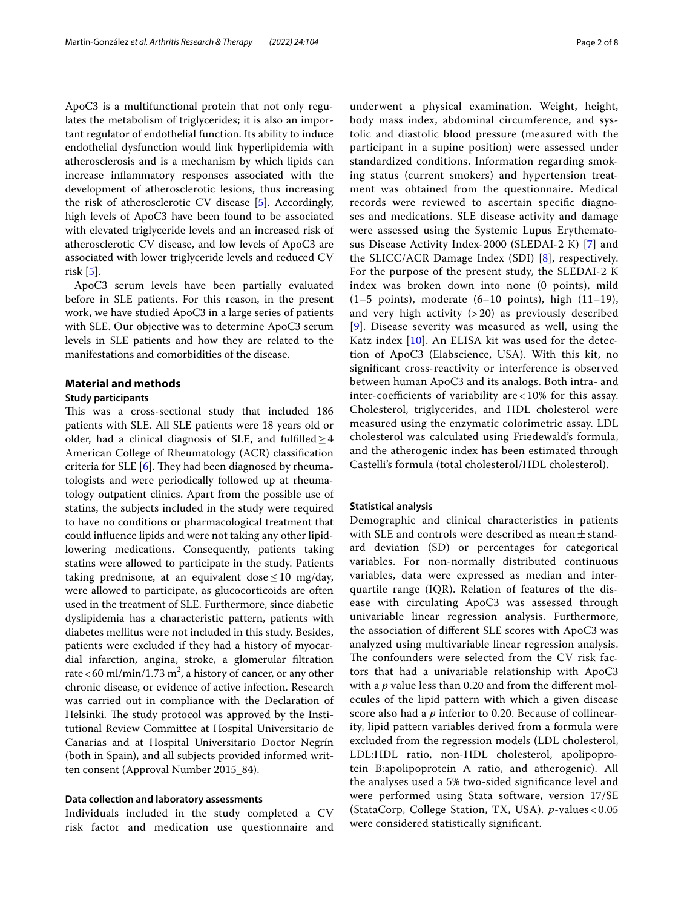ApoC3 is a multifunctional protein that not only regulates the metabolism of triglycerides; it is also an important regulator of endothelial function. Its ability to induce endothelial dysfunction would link hyperlipidemia with atherosclerosis and is a mechanism by which lipids can increase inflammatory responses associated with the development of atherosclerotic lesions, thus increasing the risk of atherosclerotic CV disease [5]. Accordingly, high levels of ApoC3 have been found to be associated with elevated triglyceride levels and an increased risk of atherosclerotic CV disease, and low levels of ApoC3 are associated with lower triglyceride levels and reduced CV risk [5].

ApoC3 serum levels have been partially evaluated before in SLE patients. For this reason, in the present work, we have studied ApoC3 in a large series of patients with SLE. Our objective was to determine ApoC3 serum levels in SLE patients and how they are related to the manifestations and comorbidities of the disease.

## Material and methods

### Study participants

This was a cross-sectional study that included 186 patients with SLE. All SLE patients were 18 years old or older, had a clinical diagnosis of SLE, and fulfilled $\geq 4$ American College of Rheumatology (ACR) classification criteria for SLE [6]. They had been diagnosed by rheumatologists and were periodically followed up at rheumatology outpatient clinics. Apart from the possible use of statins, the subjects included in the study were required to have no conditions or pharmacological treatment that could influence lipids and were not taking any other lipid-lowering medications. Consequently, patients taking statins were allowed to participate in the study. Patients taking prednisone, at an equivalent dose $\leq 10$ mg/day, were allowed to participate, as glucocorticoids are often used in the treatment of SLE. Furthermore, since diabetic dyslipidemia has a characteristic pattern, patients with diabetes mellitus were not included in this study. Besides, patients were excluded if they had a history of myocardial infarction, angina, stroke, a glomerular filtration rate < 60 ml/min/1.73 m$^2$, a history of cancer, or any other chronic disease, or evidence of active infection. Research was carried out in compliance with the Declaration of Helsinki. The study protocol was approved by the Institutional Review Committee at Hospital Universitario de Canarias and at Hospital Universitario Doctor Negrín (both in Spain), and all subjects provided informed written consent (Approval Number 2015_84).

### Data collection and laboratory assessments

Individuals included in the study completed a CV risk factor and medication use questionnaire and underwent a physical examination. Weight, height, body mass index, abdominal circumference, and systolic and diastolic blood pressure (measured with the participant in a supine position) were assessed under standardized conditions. Information regarding smoking status (current smokers) and hypertension treatment was obtained from the questionnaire. Medical records were reviewed to ascertain specific diagnoses and medications. SLE disease activity and damage were assessed using the Systemic Lupus Erythematosus Disease Activity Index-2000 (SLEDAI-2 K) [7] and the SLICC/ACR Damage Index (SDI) [8], respectively. For the purpose of the present study, the SLEDAI-2 K index was broken down into none (0 points), mild (1–5 points), moderate (6–10 points), high (11–19), and very high activity (> 20) as previously described [9]. Disease severity was measured as well, using the Katz index [10]. An ELISA kit was used for the detection of ApoC3 (Elabscience, USA). With this kit, no significant cross-reactivity or interference is observed between human ApoC3 and its analogs. Both intra- and inter-coefficients of variability are < 10% for this assay. Cholesterol, triglycerides, and HDL cholesterol were measured using the enzymatic colorimetric assay. LDL cholesterol was calculated using Friedewald's formula, and the atherogenic index has been estimated through Castelli's formula (total cholesterol/HDL cholesterol).

### Statistical analysis

Demographic and clinical characteristics in patients with SLE and controls were described as mean ± standard deviation (SD) or percentages for categorical variables. For non-normally distributed continuous variables, data were expressed as median and interquartile range (IQR). Relation of features of the disease with circulating ApoC3 was assessed through univariable linear regression analysis. Furthermore, the association of different SLE scores with ApoC3 was analyzed using multivariable linear regression analysis. The confounders were selected from the CV risk factors that had a univariable relationship with ApoC3 with a *p* value less than 0.20 and from the different molecules of the lipid pattern with which a given disease score also had a *p* inferior to 0.20. Because of collinearity, lipid pattern variables derived from a formula were excluded from the regression models (LDL cholesterol, LDL:HDL ratio, non-HDL cholesterol, apolipoprotein B:apolipoprotein A ratio, and atherogenic). All the analyses used a 5% two-sided significance level and were performed using Stata software, version 17/SE (StataCorp, College Station, TX, USA). *p*-values < 0.05 were considered statistically significant.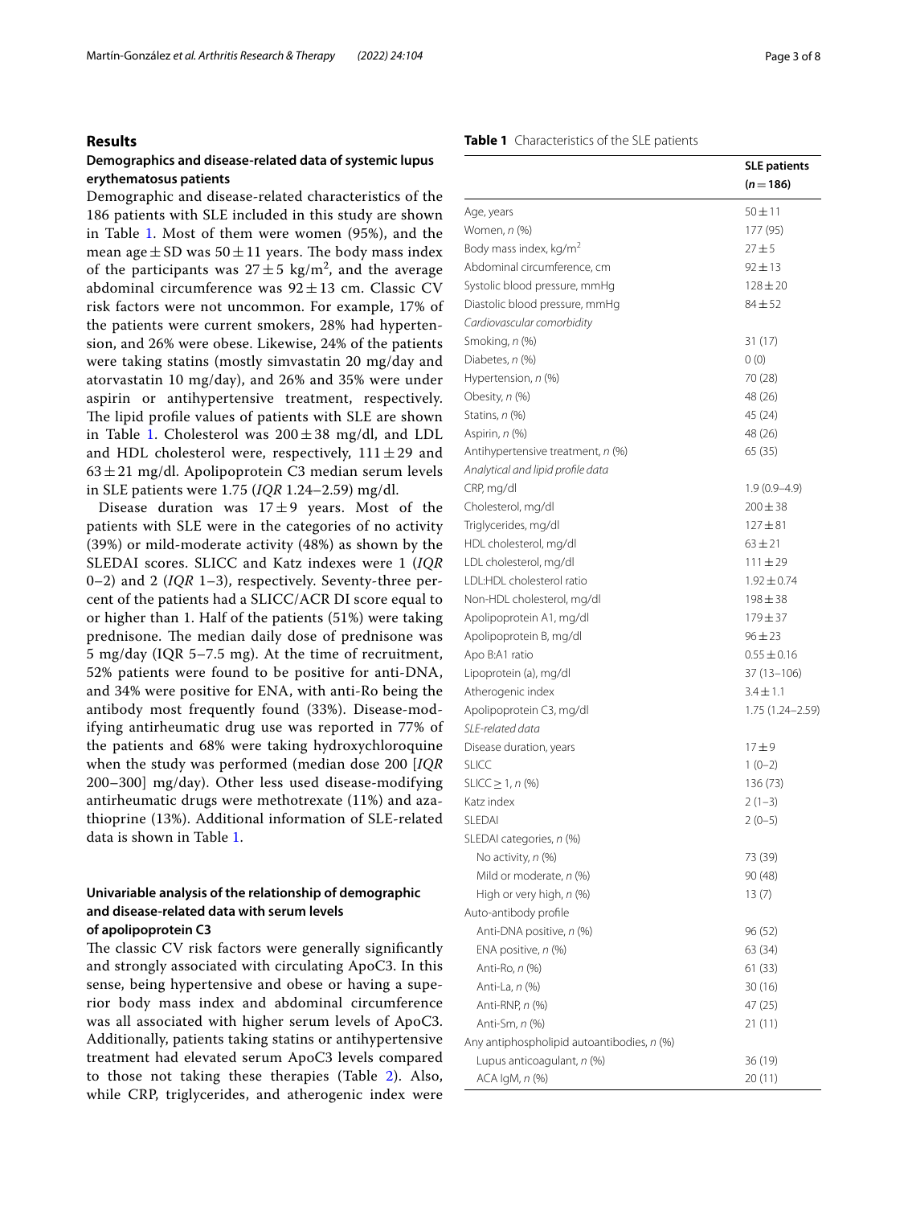## Results

### Demographics and disease-related data of systemic lupus erythematosus patients

Demographic and disease-related characteristics of the 186 patients with SLE included in this study are shown in Table 1. Most of them were women (95%), and the mean age ± SD was 50 ± 11 years. The body mass index of the participants was 27 ± 5 kg/m$^2$, and the average abdominal circumference was 92 ± 13 cm. Classic CV risk factors were not uncommon. For example, 17% of the patients were current smokers, 28% had hypertension, and 26% were obese. Likewise, 24% of the patients were taking statins (mostly simvastatin 20 mg/day and atorvastatin 10 mg/day), and 26% and 35% were under aspirin or antihypertensive treatment, respectively. The lipid profile values of patients with SLE are shown in Table 1. Cholesterol was 200 ± 38 mg/dl, and LDL and HDL cholesterol were, respectively, 111 ± 29 and 63 ± 21 mg/dl. Apolipoprotein C3 median serum levels in SLE patients were 1.75 (*IQR* 1.24–2.59) mg/dl.

Disease duration was 17 ± 9 years. Most of the patients with SLE were in the categories of no activity (39%) or mild-moderate activity (48%) as shown by the SLEDAI scores. SLICC and Katz indexes were 1 (*IQR* 0–2) and 2 (*IQR* 1–3), respectively. Seventy-three percent of the patients had a SLICC/ACR DI score equal to or higher than 1. Half of the patients (51%) were taking prednisone. The median daily dose of prednisone was 5 mg/day (IQR 5–7.5 mg). At the time of recruitment, 52% patients were found to be positive for anti-DNA, and 34% were positive for ENA, with anti-Ro being the antibody most frequently found (33%). Disease-modifying antirheumatic drug use was reported in 77% of the patients and 68% were taking hydroxychloroquine when the study was performed (median dose 200 [*IQR* 200–300] mg/day). Other less used disease-modifying antirheumatic drugs were methotrexate (11%) and azathioprine (13%). Additional information of SLE-related data is shown in Table 1.

### Univariable analysis of the relationship of demographic and disease-related data with serum levels of apolipoprotein C3

The classic CV risk factors were generally significantly and strongly associated with circulating ApoC3. In this sense, being hypertensive and obese or having a superior body mass index and abdominal circumference was all associated with higher serum levels of ApoC3. Additionally, patients taking statins or antihypertensive treatment had elevated serum ApoC3 levels compared to those not taking these therapies (Table 2). Also, while CRP, triglycerides, and atherogenic index were

**Table 1** Characteristics of the SLE patients

| | SLE patients (*n* = 186) |
|---|---|
| Age, years | 50 ± 11 |
| Women, *n* (%) | 177 (95) |
| Body mass index, kg/m$^2$ | 27 ± 5 |
| Abdominal circumference, cm | 92 ± 13 |
| Systolic blood pressure, mmHg | 128 ± 20 |
| Diastolic blood pressure, mmHg | 84 ± 52 |
| *Cardiovascular comorbidity* | |
| Smoking, *n* (%) | 31 (17) |
| Diabetes, *n* (%) | 0 (0) |
| Hypertension, *n* (%) | 70 (28) |
| Obesity, *n* (%) | 48 (26) |
| Statins, *n* (%) | 45 (24) |
| Aspirin, *n* (%) | 48 (26) |
| Antihypertensive treatment, *n* (%) | 65 (35) |
| *Analytical and lipid profile data* | |
| CRP, mg/dl | 1.9 (0.9–4.9) |
| Cholesterol, mg/dl | 200 ± 38 |
| Triglycerides, mg/dl | 127 ± 81 |
| HDL cholesterol, mg/dl | 63 ± 21 |
| LDL cholesterol, mg/dl | 111 ± 29 |
| LDL:HDL cholesterol ratio | 1.92 ± 0.74 |
| Non-HDL cholesterol, mg/dl | 198 ± 38 |
| Apolipoprotein A1, mg/dl | 179 ± 37 |
| Apolipoprotein B, mg/dl | 96 ± 23 |
| Apo B:A1 ratio | 0.55 ± 0.16 |
| Lipoprotein (a), mg/dl | 37 (13–106) |
| Atherogenic index | 3.4 ± 1.1 |
| Apolipoprotein C3, mg/dl | 1.75 (1.24–2.59) |
| *SLE-related data* | |
| Disease duration, years | 17 ± 9 |
| SLICC | 1 (0–2) |
| SLICC ≥ 1, *n* (%) | 136 (73) |
| Katz index | 2 (1–3) |
| SLEDAI | 2 (0–5) |
| SLEDAI categories, *n* (%) | |
| No activity, *n* (%) | 73 (39) |
| Mild or moderate, *n* (%) | 90 (48) |
| High or very high, *n* (%) | 13 (7) |
| Auto-antibody profile | |
| Anti-DNA positive, *n* (%) | 96 (52) |
| ENA positive, *n* (%) | 63 (34) |
| Anti-Ro, *n* (%) | 61 (33) |
| Anti-La, *n* (%) | 30 (16) |
| Anti-RNP, *n* (%) | 47 (25) |
| Anti-Sm, *n* (%) | 21 (11) |
| Any antiphospholipid autoantibodies, *n* (%) | |
| Lupus anticoagulant, *n* (%) | 36 (19) |
| ACA IgM, *n* (%) | 20 (11) |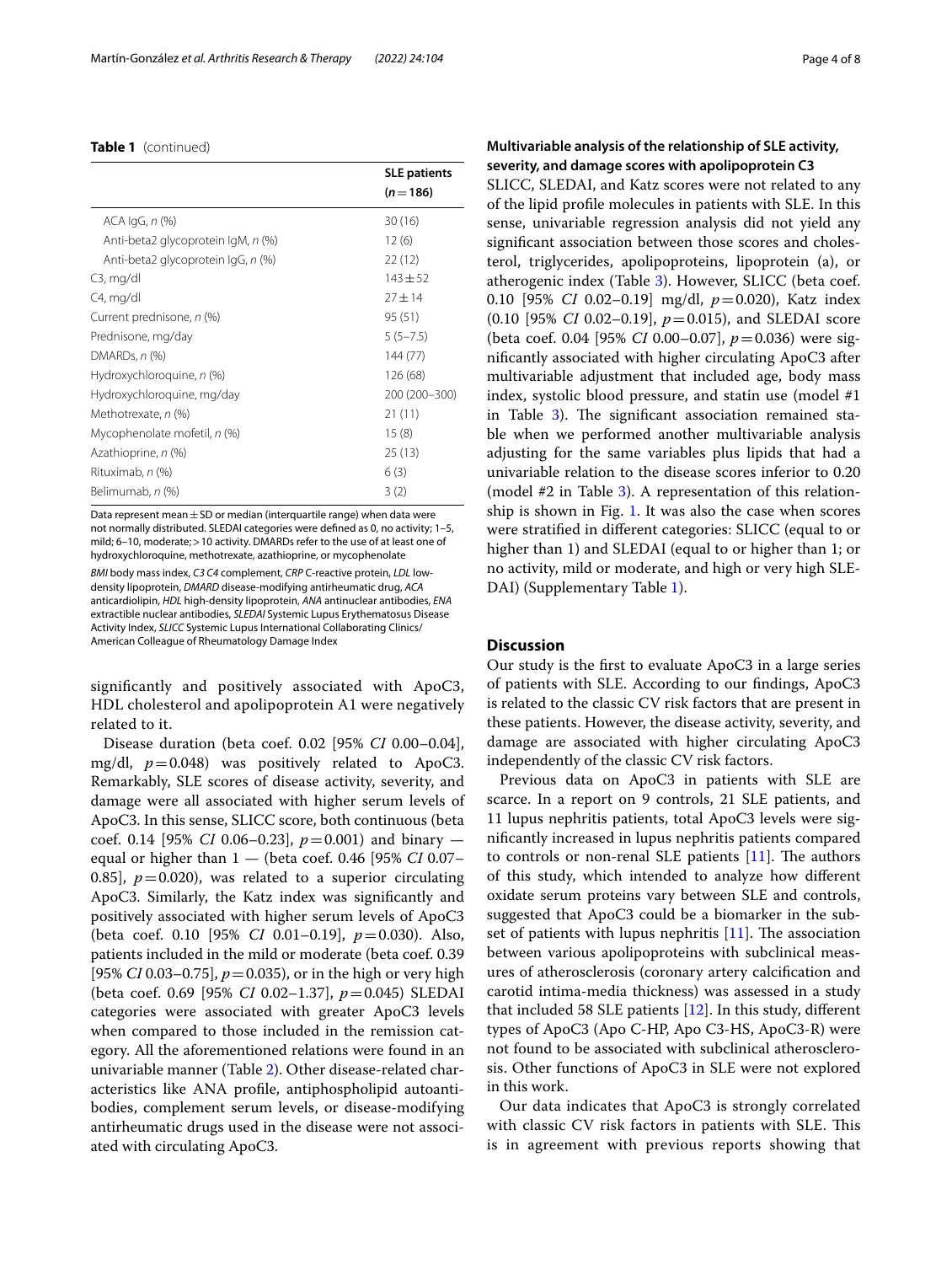**Table 1** (continued)

| | SLE patients ($n=186$) |
|---|---|
| ACA IgG, *n* (%) | 30 (16) |
| Anti-beta2 glycoprotein IgM, *n* (%) | 12 (6) |
| Anti-beta2 glycoprotein IgG, *n* (%) | 22 (12) |
| C3, mg/dl | 143 ± 52 |
| C4, mg/dl | 27 ± 14 |
| Current prednisone, *n* (%) | 95 (51) |
| Prednisone, mg/day | 5 (5–7.5) |
| DMARDs, *n* (%) | 144 (77) |
| Hydroxychloroquine, *n* (%) | 126 (68) |
| Hydroxychloroquine, mg/day | 200 (200–300) |
| Methotrexate, *n* (%) | 21 (11) |
| Mycophenolate mofetil, *n* (%) | 15 (8) |
| Azathioprine, *n* (%) | 25 (13) |
| Rituximab, *n* (%) | 6 (3) |
| Belimumab, *n* (%) | 3 (2) |

Data represent mean ± SD or median (interquartile range) when data were not normally distributed. SLEDAI categories were defined as 0, no activity; 1–5, mild; 6–10, moderate; > 10 activity. DMARDs refer to the use of at least one of hydroxychloroquine, methotrexate, azathioprine, or mycophenolate

*BMI* body mass index, *C3 C4* complement, *CRP* C-reactive protein, *LDL* low-density lipoprotein, *DMARD* disease-modifying antirheumatic drug, *ACA* anticardiolipin, *HDL* high-density lipoprotein, *ANA* antinuclear antibodies, *ENA* extractible nuclear antibodies, *SLEDAI* Systemic Lupus Erythematosus Disease Activity Index, *SLICC* Systemic Lupus International Collaborating Clinics/American Colleague of Rheumatology Damage Index

significantly and positively associated with ApoC3, HDL cholesterol and apolipoprotein A1 were negatively related to it.

Disease duration (beta coef. 0.02 [95% *CI* 0.00–0.04], mg/dl, $p=0.048$) was positively related to ApoC3. Remarkably, SLE scores of disease activity, severity, and damage were all associated with higher serum levels of ApoC3. In this sense, SLICC score, both continuous (beta coef. 0.14 [95% *CI* 0.06–0.23], $p=0.001$) and binary — equal or higher than 1 — (beta coef. 0.46 [95% *CI* 0.07–0.85], $p=0.020$), was related to a superior circulating ApoC3. Similarly, the Katz index was significantly and positively associated with higher serum levels of ApoC3 (beta coef. 0.10 [95% *CI* 0.01–0.19], $p=0.030$). Also, patients included in the mild or moderate (beta coef. 0.39 [95% *CI* 0.03–0.75], $p=0.035$), or in the high or very high (beta coef. 0.69 [95% *CI* 0.02–1.37], $p=0.045$) SLEDAI categories were associated with greater ApoC3 levels when compared to those included in the remission category. All the aforementioned relations were found in an univariable manner (Table 2). Other disease-related characteristics like ANA profile, antiphospholipid autoantibodies, complement serum levels, or disease-modifying antirheumatic drugs used in the disease were not associated with circulating ApoC3.

### Multivariable analysis of the relationship of SLE activity, severity, and damage scores with apolipoprotein C3

SLICC, SLEDAI, and Katz scores were not related to any of the lipid profile molecules in patients with SLE. In this sense, univariable regression analysis did not yield any significant association between those scores and cholesterol, triglycerides, apolipoproteins, lipoprotein (a), or atherogenic index (Table 3). However, SLICC (beta coef. 0.10 [95% *CI* 0.02–0.19] mg/dl, $p=0.020$), Katz index (0.10 [95% *CI* 0.02–0.19], $p=0.015$), and SLEDAI score (beta coef. 0.04 [95% *CI* 0.00–0.07], $p=0.036$) were significantly associated with higher circulating ApoC3 after multivariable adjustment that included age, body mass index, systolic blood pressure, and statin use (model #1 in Table 3). The significant association remained stable when we performed another multivariable analysis adjusting for the same variables plus lipids that had a univariable relation to the disease scores inferior to 0.20 (model #2 in Table 3). A representation of this relationship is shown in Fig. 1. It was also the case when scores were stratified in different categories: SLICC (equal to or higher than 1) and SLEDAI (equal to or higher than 1; or no activity, mild or moderate, and high or very high SLEDAI) (Supplementary Table 1).

## Discussion

Our study is the first to evaluate ApoC3 in a large series of patients with SLE. According to our findings, ApoC3 is related to the classic CV risk factors that are present in these patients. However, the disease activity, severity, and damage are associated with higher circulating ApoC3 independently of the classic CV risk factors.

Previous data on ApoC3 in patients with SLE are scarce. In a report on 9 controls, 21 SLE patients, and 11 lupus nephritis patients, total ApoC3 levels were significantly increased in lupus nephritis patients compared to controls or non-renal SLE patients [11]. The authors of this study, which intended to analyze how different oxidate serum proteins vary between SLE and controls, suggested that ApoC3 could be a biomarker in the subset of patients with lupus nephritis [11]. The association between various apolipoproteins with subclinical measures of atherosclerosis (coronary artery calcification and carotid intima-media thickness) was assessed in a study that included 58 SLE patients [12]. In this study, different types of ApoC3 (Apo C-HP, Apo C3-HS, ApoC3-R) were not found to be associated with subclinical atherosclerosis. Other functions of ApoC3 in SLE were not explored in this work.

Our data indicates that ApoC3 is strongly correlated with classic CV risk factors in patients with SLE. This is in agreement with previous reports showing that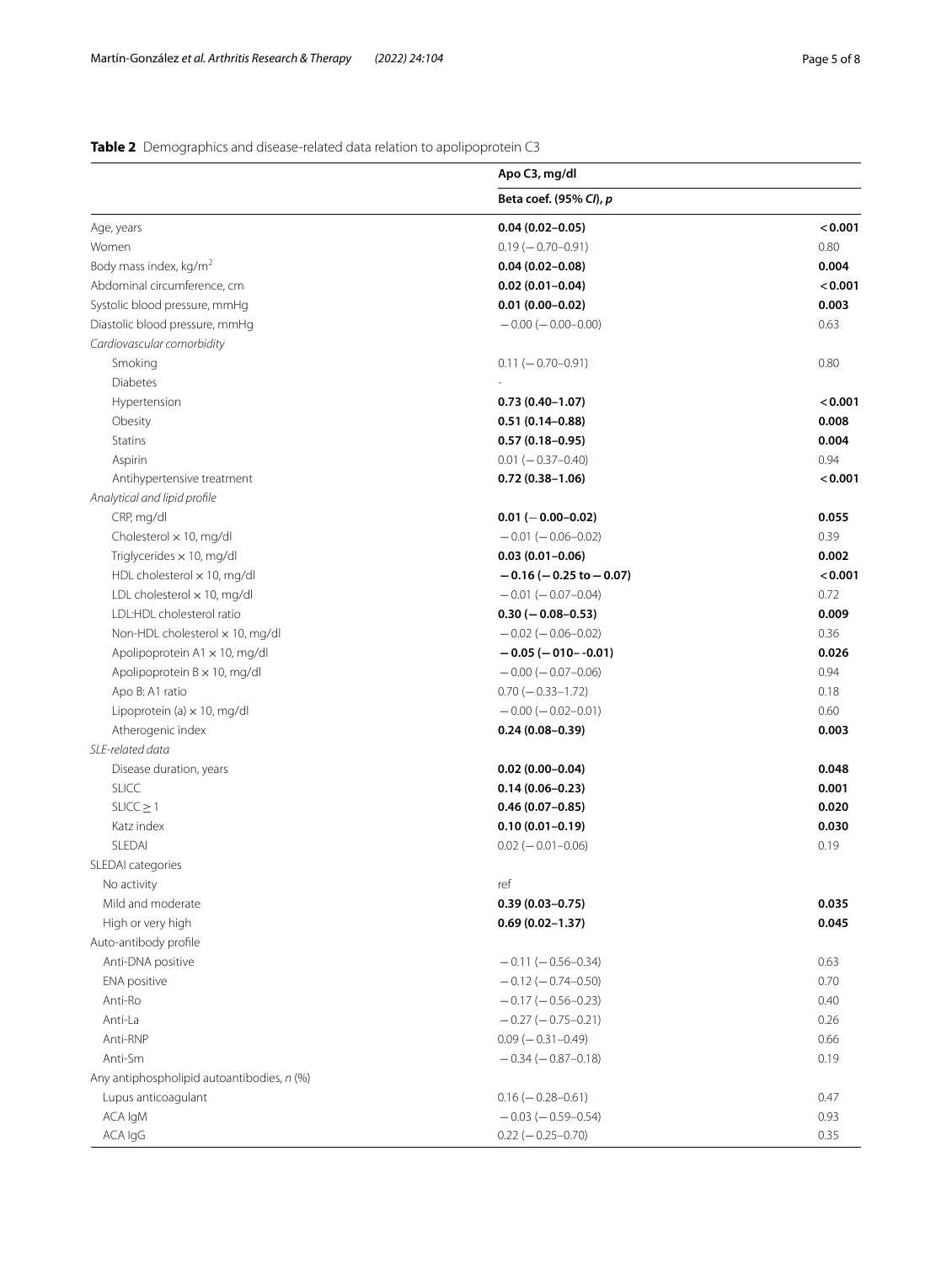**Table 2** Demographics and disease-related data relation to apolipoprotein C3

| | Apo C3, mg/dl | |
|---|---|---|
| | Beta coef. (95% *CI*), *p* | |
| Age, years | **0.04 (0.02–0.05)** | **<0.001** |
| Women | 0.19 (−0.70–0.91) | 0.80 |
| Body mass index, kg/m$^2$ | **0.04 (0.02–0.08)** | **0.004** |
| Abdominal circumference, cm | **0.02 (0.01–0.04)** | **<0.001** |
| Systolic blood pressure, mmHg | **0.01 (0.00–0.02)** | **0.003** |
| Diastolic blood pressure, mmHg | −0.00 (−0.00–0.00) | 0.63 |
| *Cardiovascular comorbidity* | | |
| Smoking | 0.11 (−0.70–0.91) | 0.80 |
| Diabetes | - | |
| Hypertension | **0.73 (0.40–1.07)** | **<0.001** |
| Obesity | **0.51 (0.14–0.88)** | **0.008** |
| Statins | **0.57 (0.18–0.95)** | **0.004** |
| Aspirin | 0.01 (−0.37–0.40) | 0.94 |
| Antihypertensive treatment | **0.72 (0.38–1.06)** | **<0.001** |
| *Analytical and lipid profile* | | |
| CRP, mg/dl | **0.01 (−0.00–0.02)** | **0.055** |
| Cholesterol × 10, mg/dl | −0.01 (−0.06–0.02) | 0.39 |
| Triglycerides × 10, mg/dl | **0.03 (0.01–0.06)** | **0.002** |
| HDL cholesterol × 10, mg/dl | **−0.16 (−0.25 to −0.07)** | **<0.001** |
| LDL cholesterol × 10, mg/dl | −0.01 (−0.07–0.04) | 0.72 |
| LDL:HDL cholesterol ratio | **0.30 (−0.08–0.53)** | **0.009** |
| Non-HDL cholesterol × 10, mg/dl | −0.02 (−0.06–0.02) | 0.36 |
| Apolipoprotein A1 × 10, mg/dl | **−0.05 (−010– -0.01)** | **0.026** |
| Apolipoprotein B × 10, mg/dl | −0.00 (−0.07–0.06) | 0.94 |
| Apo B: A1 ratio | 0.70 (−0.33–1.72) | 0.18 |
| Lipoprotein (a) × 10, mg/dl | −0.00 (−0.02–0.01) | 0.60 |
| Atherogenic index | **0.24 (0.08–0.39)** | **0.003** |
| *SLE-related data* | | |
| Disease duration, years | **0.02 (0.00–0.04)** | **0.048** |
| SLICC | **0.14 (0.06–0.23)** | **0.001** |
| SLICC ≥ 1 | **0.46 (0.07–0.85)** | **0.020** |
| Katz index | **0.10 (0.01–0.19)** | **0.030** |
| SLEDAI | 0.02 (−0.01–0.06) | 0.19 |
| SLEDAI categories | | |
| No activity | ref | |
| Mild and moderate | **0.39 (0.03–0.75)** | **0.035** |
| High or very high | **0.69 (0.02–1.37)** | **0.045** |
| Auto-antibody profile | | |
| Anti-DNA positive | −0.11 (−0.56–0.34) | 0.63 |
| ENA positive | −0.12 (−0.74–0.50) | 0.70 |
| Anti-Ro | −0.17 (−0.56–0.23) | 0.40 |
| Anti-La | −0.27 (−0.75–0.21) | 0.26 |
| Anti-RNP | 0.09 (−0.31–0.49) | 0.66 |
| Anti-Sm | −0.34 (−0.87–0.18) | 0.19 |
| Any antiphospholipid autoantibodies, *n* (%) | | |
| Lupus anticoagulant | 0.16 (−0.28–0.61) | 0.47 |
| ACA IgM | −0.03 (−0.59–0.54) | 0.93 |
| ACA IgG | 0.22 (−0.25–0.70) | 0.35 |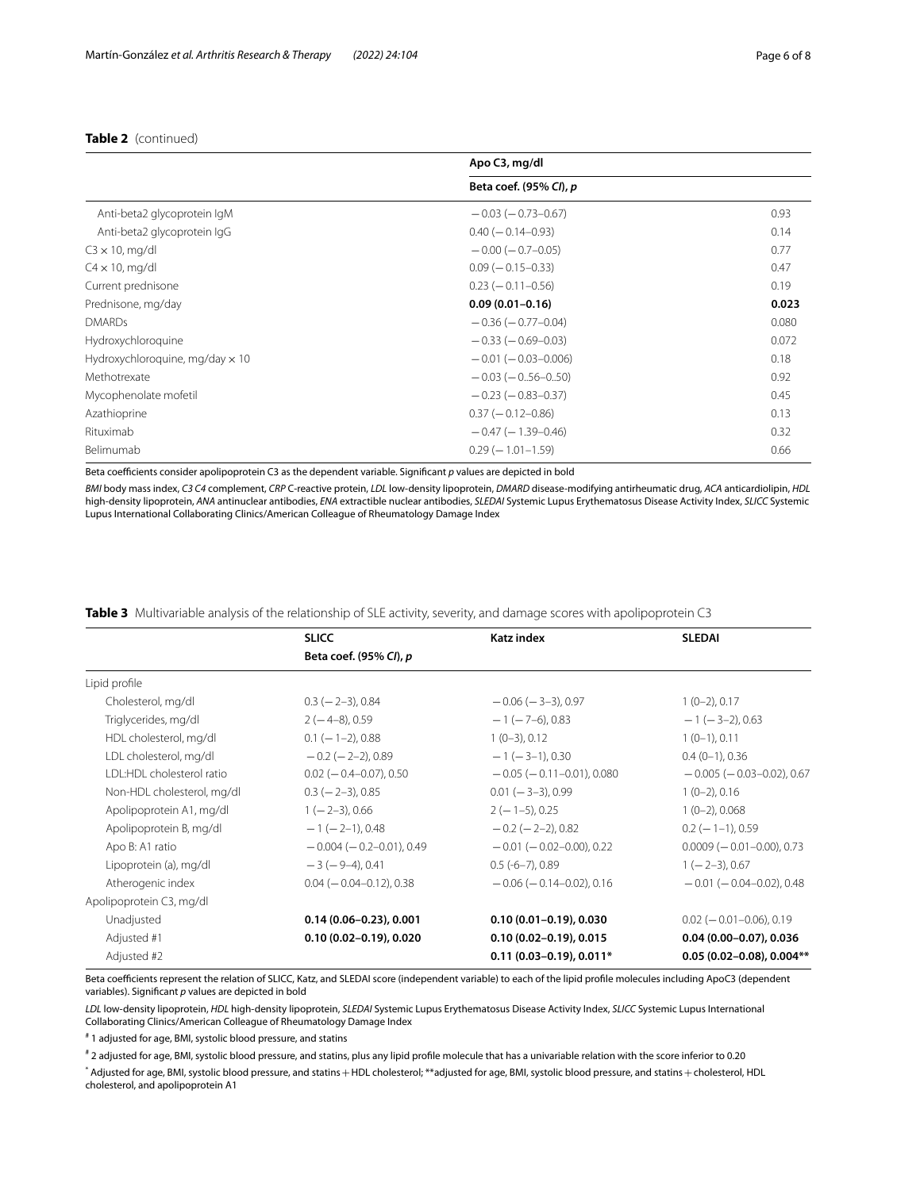**Table 2** (continued)

| | Apo C3, mg/dl | |
|---|---|---|
| | Beta coef. (95% *CI*), *p* | |
| Anti-beta2 glycoprotein IgM | − 0.03 (− 0.73–0.67) | 0.93 |
| Anti-beta2 glycoprotein IgG | 0.40 (− 0.14–0.93) | 0.14 |
| C3 × 10, mg/dl | − 0.00 (− 0.7–0.05) | 0.77 |
| C4 × 10, mg/dl | 0.09 (− 0.15–0.33) | 0.47 |
| Current prednisone | 0.23 (− 0.11–0.56) | 0.19 |
| Prednisone, mg/day | **0.09 (0.01–0.16)** | **0.023** |
| DMARDs | − 0.36 (− 0.77–0.04) | 0.080 |
| Hydroxychloroquine | − 0.33 (− 0.69–0.03) | 0.072 |
| Hydroxychloroquine, mg/day × 10 | − 0.01 (− 0.03–0.006) | 0.18 |
| Methotrexate | − 0.03 (− 0..56–0..50) | 0.92 |
| Mycophenolate mofetil | − 0.23 (− 0.83–0.37) | 0.45 |
| Azathioprine | 0.37 (− 0.12–0.86) | 0.13 |
| Rituximab | − 0.47 (− 1.39–0.46) | 0.32 |
| Belimumab | 0.29 (− 1.01–1.59) | 0.66 |

Beta coefficients consider apolipoprotein C3 as the dependent variable. Significant *p* values are depicted in bold

*BMI* body mass index, *C3 C4* complement, *CRP* C-reactive protein, *LDL* low-density lipoprotein, *DMARD* disease-modifying antirheumatic drug, *ACA* anticardiolipin, *HDL* high-density lipoprotein, *ANA* antinuclear antibodies, *ENA* extractible nuclear antibodies, *SLEDAI* Systemic Lupus Erythematosus Disease Activity Index, *SLICC* Systemic Lupus International Collaborating Clinics/American Colleague of Rheumatology Damage Index

**Table 3** Multivariable analysis of the relationship of SLE activity, severity, and damage scores with apolipoprotein C3

| | SLICC | Katz index | SLEDAI |
|---|---|---|---|
| | Beta coef. (95% *CI*), *p* | | |
| Lipid profile | | | |
| Cholesterol, mg/dl | 0.3 (− 2–3), 0.84 | − 0.06 (− 3–3), 0.97 | 1 (0–2), 0.17 |
| Triglycerides, mg/dl | 2 (− 4–8), 0.59 | − 1 (− 7–6), 0.83 | − 1 (− 3–2), 0.63 |
| HDL cholesterol, mg/dl | 0.1 (− 1–2), 0.88 | 1 (0–3), 0.12 | 1 (0–1), 0.11 |
| LDL cholesterol, mg/dl | − 0.2 (− 2–2), 0.89 | − 1 (− 3–1), 0.30 | 0.4 (0–1), 0.36 |
| LDL:HDL cholesterol ratio | 0.02 (− 0.4–0.07), 0.50 | − 0.05 (− 0.11–0.01), 0.080 | − 0.005 (− 0.03–0.02), 0.67 |
| Non-HDL cholesterol, mg/dl | 0.3 (− 2–3), 0.85 | 0.01 (− 3–3), 0.99 | 1 (0–2), 0.16 |
| Apolipoprotein A1, mg/dl | 1 (− 2–3), 0.66 | 2 (− 1–5), 0.25 | 1 (0–2), 0.068 |
| Apolipoprotein B, mg/dl | − 1 (− 2–1), 0.48 | − 0.2 (− 2–2), 0.82 | 0.2 (− 1–1), 0.59 |
| Apo B: A1 ratio | − 0.004 (− 0.2–0.01), 0.49 | − 0.01 (− 0.02–0.00), 0.22 | 0.0009 (− 0.01–0.00), 0.73 |
| Lipoprotein (a), mg/dl | − 3 (− 9–4), 0.41 | 0.5 (-6–7), 0.89 | 1 (− 2–3), 0.67 |
| Atherogenic index | 0.04 (− 0.04–0.12), 0.38 | − 0.06 (− 0.14–0.02), 0.16 | − 0.01 (− 0.04–0.02), 0.48 |
| Apolipoprotein C3, mg/dl | | | |
| Unadjusted | **0.14 (0.06–0.23), 0.001** | **0.10 (0.01–0.19), 0.030** | 0.02 (− 0.01–0.06), 0.19 |
| Adjusted #1 | **0.10 (0.02–0.19), 0.020** | **0.10 (0.02–0.19), 0.015** | **0.04 (0.00–0.07), 0.036** |
| Adjusted #2 | | **0.11 (0.03–0.19), 0.011*** | **0.05 (0.02–0.08), 0.004**** |

Beta coefficients represent the relation of SLICC, Katz, and SLEDAI score (independent variable) to each of the lipid profile molecules including ApoC3 (dependent variables). Significant *p* values are depicted in bold

*LDL* low-density lipoprotein, *HDL* high-density lipoprotein, *SLEDAI* Systemic Lupus Erythematosus Disease Activity Index, *SLICC* Systemic Lupus International Collaborating Clinics/American Colleague of Rheumatology Damage Index

# 1 adjusted for age, BMI, systolic blood pressure, and statins

# 2 adjusted for age, BMI, systolic blood pressure, and statins, plus any lipid profile molecule that has a univariable relation with the score inferior to 0.20

* Adjusted for age, BMI, systolic blood pressure, and statins + HDL cholesterol; **adjusted for age, BMI, systolic blood pressure, and statins + cholesterol, HDL cholesterol, and apolipoprotein A1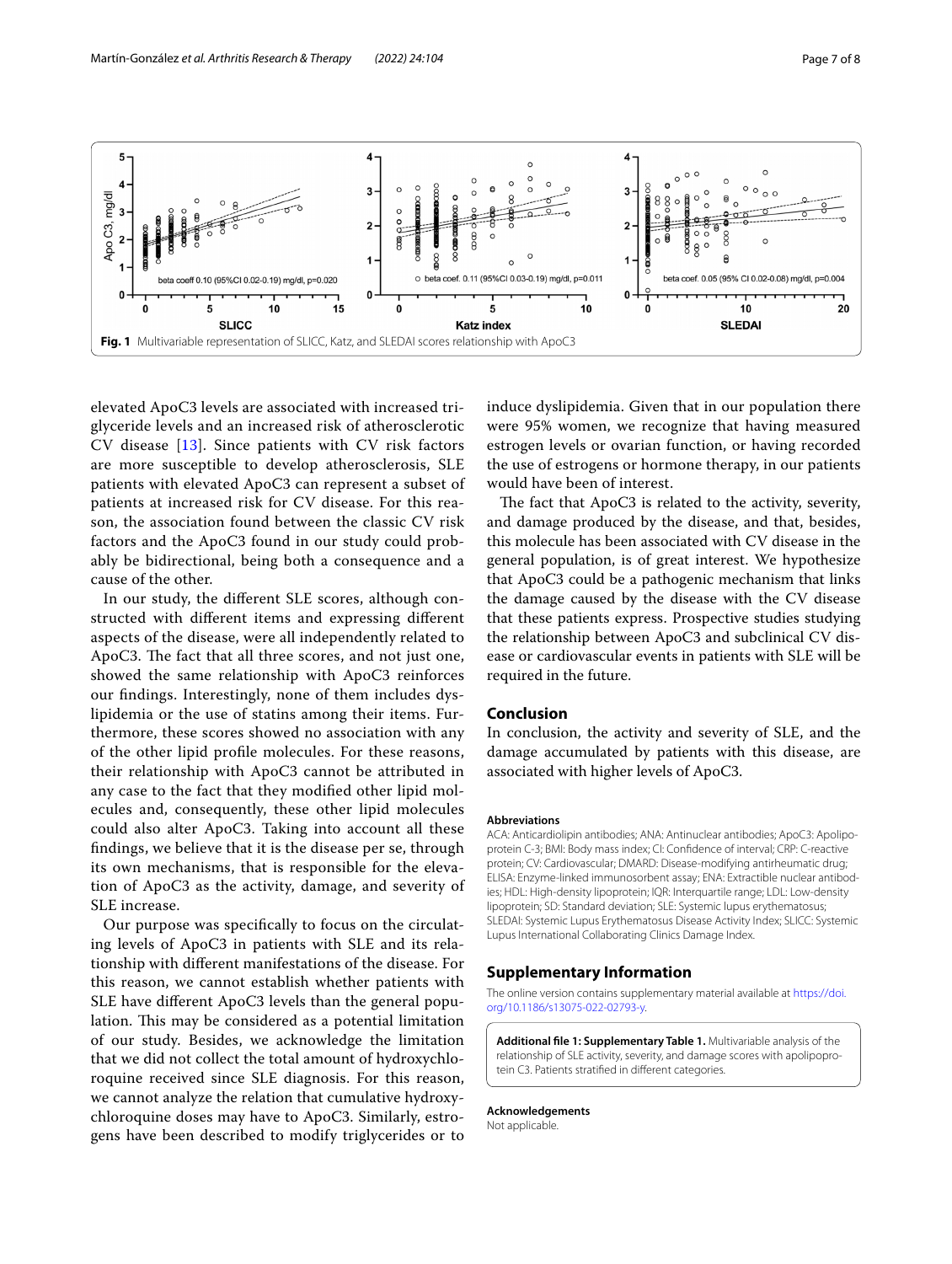**Fig. 1** Multivariable representation of SLICC, Katz, and SLEDAI scores relationship with ApoC3

elevated ApoC3 levels are associated with increased triglyceride levels and an increased risk of atherosclerotic CV disease [13]. Since patients with CV risk factors are more susceptible to develop atherosclerosis, SLE patients with elevated ApoC3 can represent a subset of patients at increased risk for CV disease. For this reason, the association found between the classic CV risk factors and the ApoC3 found in our study could probably be bidirectional, being both a consequence and a cause of the other.

In our study, the different SLE scores, although constructed with different items and expressing different aspects of the disease, were all independently related to ApoC3. The fact that all three scores, and not just one, showed the same relationship with ApoC3 reinforces our findings. Interestingly, none of them includes dyslipidemia or the use of statins among their items. Furthermore, these scores showed no association with any of the other lipid profile molecules. For these reasons, their relationship with ApoC3 cannot be attributed in any case to the fact that they modified other lipid molecules and, consequently, these other lipid molecules could also alter ApoC3. Taking into account all these findings, we believe that it is the disease per se, through its own mechanisms, that is responsible for the elevation of ApoC3 as the activity, damage, and severity of SLE increase.

Our purpose was specifically to focus on the circulating levels of ApoC3 in patients with SLE and its relationship with different manifestations of the disease. For this reason, we cannot establish whether patients with SLE have different ApoC3 levels than the general population. This may be considered as a potential limitation of our study. Besides, we acknowledge the limitation that we did not collect the total amount of hydroxychloroquine received since SLE diagnosis. For this reason, we cannot analyze the relation that cumulative hydroxychloroquine doses may have to ApoC3. Similarly, estrogens have been described to modify triglycerides or to induce dyslipidemia. Given that in our population there were 95% women, we recognize that having measured estrogen levels or ovarian function, or having recorded the use of estrogens or hormone therapy, in our patients would have been of interest.

The fact that ApoC3 is related to the activity, severity, and damage produced by the disease, and that, besides, this molecule has been associated with CV disease in the general population, is of great interest. We hypothesize that ApoC3 could be a pathogenic mechanism that links the damage caused by the disease with the CV disease that these patients express. Prospective studies studying the relationship between ApoC3 and subclinical CV disease or cardiovascular events in patients with SLE will be required in the future.

## Conclusion

In conclusion, the activity and severity of SLE, and the damage accumulated by patients with this disease, are associated with higher levels of ApoC3.

#### Abbreviations

ACA: Anticardiolipin antibodies; ANA: Antinuclear antibodies; ApoC3: Apolipoprotein C-3; BMI: Body mass index; CI: Confidence of interval; CRP: C-reactive protein; CV: Cardiovascular; DMARD: Disease-modifying antirheumatic drug; ELISA: Enzyme-linked immunosorbent assay; ENA: Extractible nuclear antibodies; HDL: High-density lipoprotein; IQR: Interquartile range; LDL: Low-density lipoprotein; SD: Standard deviation; SLE: Systemic lupus erythematosus; SLEDAI: Systemic Lupus Erythematosus Disease Activity Index; SLICC: Systemic Lupus International Collaborating Clinics Damage Index.

## Supplementary Information

The online version contains supplementary material available at https://doi.org/10.1186/s13075-022-02793-y.

**Additional file 1: Supplementary Table 1.** Multivariable analysis of the relationship of SLE activity, severity, and damage scores with apolipoprotein C3. Patients stratified in different categories.

#### Acknowledgements

Not applicable.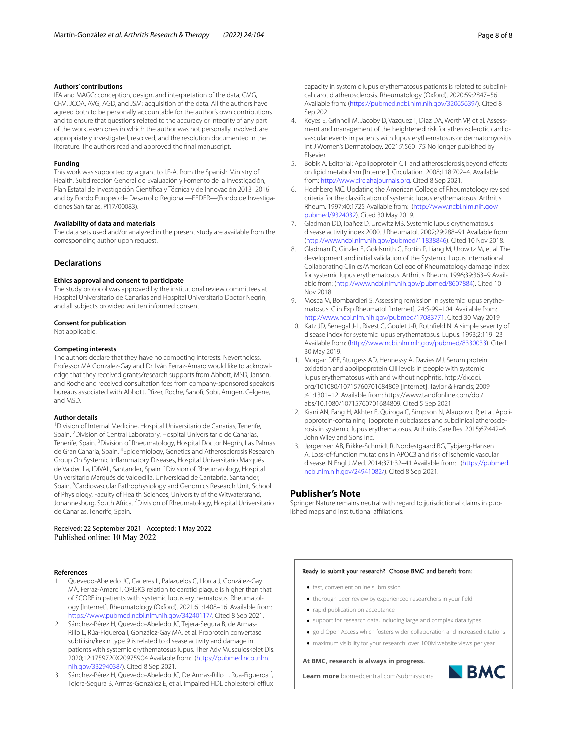### Authors' contributions

IFA and MAGG: conception, design, and interpretation of the data; CMG, CFM, JCQA, AVG, AGD, and JSM: acquisition of the data. All the authors have agreed both to be personally accountable for the author's own contributions and to ensure that questions related to the accuracy or integrity of any part of the work, even ones in which the author was not personally involved, are appropriately investigated, resolved, and the resolution documented in the literature. The authors read and approved the final manuscript.

### Funding

This work was supported by a grant to I.F-A. from the Spanish Ministry of Health, Subdirección General de Evaluación y Fomento de la Investigación, Plan Estatal de Investigación Científica y Técnica y de Innovación 2013–2016 and by Fondo Europeo de Desarrollo Regional—FEDER—(Fondo de Investigaciones Sanitarias, PI17/00083).

### Availability of data and materials

The data sets used and/or analyzed in the present study are available from the corresponding author upon request.

## Declarations

### Ethics approval and consent to participate

The study protocol was approved by the institutional review committees at Hospital Universitario de Canarias and Hospital Universitario Doctor Negrín, and all subjects provided written informed consent.

### Consent for publication

Not applicable.

### Competing interests

The authors declare that they have no competing interests. Nevertheless, Professor MA Gonzalez-Gay and Dr. Iván Ferraz-Amaro would like to acknowledge that they received grants/research supports from Abbott, MSD, Jansen, and Roche and received consultation fees from company-sponsored speakers bureaus associated with Abbott, Pfizer, Roche, Sanofi, Sobi, Amgen, Celgene, and MSD.

### Author details

[1]Division of Internal Medicine, Hospital Universitario de Canarias, Tenerife, Spain. [2]Division of Central Laboratory, Hospital Universitario de Canarias, Tenerife, Spain. [3]Division of Rheumatology, Hospital Doctor Negrín, Las Palmas de Gran Canaria, Spain. [4]Epidemiology, Genetics and Atherosclerosis Research Group On Systemic Inflammatory Diseases, Hospital Universitario Marqués de Valdecilla, IDIVAL, Santander, Spain. [5]Division of Rheumatology, Hospital Universitario Marqués de Valdecilla, Universidad de Cantabria, Santander, Spain. [6]Cardiovascular Pathophysiology and Genomics Research Unit, School of Physiology, Faculty of Health Sciences, University of the Witwatersrand, Johannesburg, South Africa. [7]Division of Rheumatology, Hospital Universitario de Canarias, Tenerife, Spain.

Received: 22 September 2021 Accepted: 1 May 2022
Published online: 10 May 2022

### References

1. Quevedo-Abeledo JC, Caceres L, Palazuelos C, Llorca J, González-Gay MÁ, Ferraz-Amaro I. QRISK3 relation to carotid plaque is higher than that of SCORE in patients with systemic lupus erythematosus. Rheumatology [Internet]. Rheumatology (Oxford). 2021;61:1408–16. Available from: https://www.pubmed.ncbi.nlm.nih.gov/34240117/. Cited 8 Sep 2021.
2. Sánchez-Pérez H, Quevedo-Abeledo JC, Tejera-Segura B, de Armas-Rillo L, Rúa-Figueroa I, González-Gay MA, et al. Proprotein convertase subtilisin/kexin type 9 is related to disease activity and damage in patients with systemic erythematosus lupus. Ther Adv Musculoskelet Dis. 2020;12:1759720X20975904 Available from: (https://pubmed.ncbi.nlm.nih.gov/33294038/). Cited 8 Sep 2021.
3. Sánchez-Pérez H, Quevedo-Abeledo JC, De Armas-Rillo L, Rua-Figueroa Í, Tejera-Segura B, Armas-González E, et al. Impaired HDL cholesterol efflux capacity in systemic lupus erythematosus patients is related to subclinical carotid atherosclerosis. Rheumatology (Oxford). 2020;59:2847–56 Available from: (https://pubmed.ncbi.nlm.nih.gov/32065639/). Cited 8 Sep 2021.
4. Keyes E, Grinnell M, Jacoby D, Vazquez T, Diaz DA, Werth VP, et al. Assessment and management of the heightened risk for atherosclerotic cardiovascular events in patients with lupus erythematosus or dermatomyositis. Int J Women's Dermatology. 2021;7:560–75 No longer published by Elsevier.
5. Bobik A. Editorial: Apolipoprotein CIII and atherosclerosis;beyond effects on lipid metabolism [Internet]. Circulation. 2008;118:702–4. Available from: http://www.circ.ahajournals.org. Cited 8 Sep 2021.
6. Hochberg MC. Updating the American College of Rheumatology revised criteria for the classification of systemic lupus erythematosus. Arthritis Rheum. 1997;40:1725 Available from: (http://www.ncbi.nlm.nih.gov/pubmed/9324032). Cited 30 May 2019.
7. Gladman DD, Ibañez D, Urowltz MB. Systemic lupus erythematosus disease activity index 2000. J Rheumatol. 2002;29:288–91 Available from: (http://www.ncbi.nlm.nih.gov/pubmed/11838846). Cited 10 Nov 2018.
8. Gladman D, Ginzler E, Goldsmith C, Fortin P, Liang M, Urowitz M, et al. The development and initial validation of the Systemic Lupus International Collaborating Clinics/American College of Rheumatology damage index for systemic lupus erythematosus. Arthritis Rheum. 1996;39:363–9 Available from: (http://www.ncbi.nlm.nih.gov/pubmed/8607884). Cited 10 Nov 2018.
9. Mosca M, Bombardieri S. Assessing remission in systemic lupus erythematosus. Clin Exp Rheumatol [Internet]. 24:S-99–104. Available from: http://www.ncbi.nlm.nih.gov/pubmed/17083771. Cited 30 May 2019
10. Katz JD, Senegal J-L, Rivest C, Goulet J-R, Rothfield N. A simple severity of disease index for systemic lupus erythematosus. Lupus. 1993;2:119–23 Available from: (http://www.ncbi.nlm.nih.gov/pubmed/8330033). Cited 30 May 2019.
11. Morgan DPE, Sturgess AD, Hennessy A, Davies MJ. Serum protein oxidation and apolipoprotein CIII levels in people with systemic lupus erythematosus with and without nephritis. http://dx.doi.org/101080/10715760701684809 [Internet]. Taylor & Francis; 2009 ;41:1301–12. Available from: https://www.tandfonline.com/doi/abs/10.1080/10715760701684809. Cited 5 Sep 2021
12. Kiani AN, Fang H, Akhter E, Quiroga C, Simpson N, Alaupovic P, et al. Apolipoprotein-containing lipoprotein subclasses and subclinical atherosclerosis in systemic lupus erythematosus. Arthritis Care Res. 2015;67:442–6 John Wiley and Sons Inc.
13. Jørgensen AB, Frikke-Schmidt R, Nordestgaard BG, Tybjærg-Hansen A. Loss-of-function mutations in APOC3 and risk of ischemic vascular disease. N Engl J Med. 2014;371:32–41 Available from: (https://pubmed.ncbi.nlm.nih.gov/24941082/). Cited 8 Sep 2021.

## Publisher's Note

Springer Nature remains neutral with regard to jurisdictional claims in published maps and institutional affiliations.

Ready to submit your research? Choose BMC and benefit from:

- fast, convenient online submission
- thorough peer review by experienced researchers in your field
- rapid publication on acceptance
- support for research data, including large and complex data types
- gold Open Access which fosters wider collaboration and increased citations
- maximum visibility for your research: over 100M website views per year

**At BMC, research is always in progress.**

**Learn more** biomedcentral.com/submissions

BMC